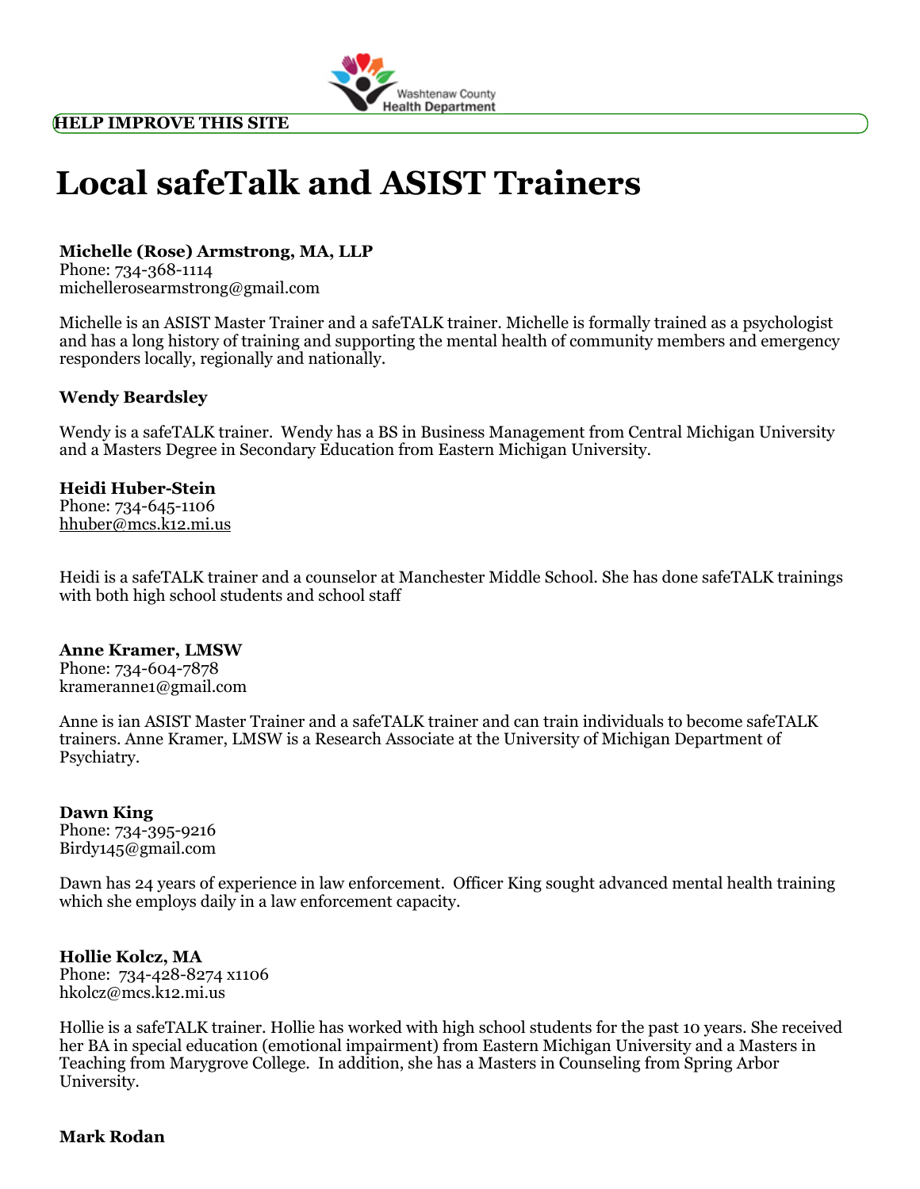HELP IMPROVE THIS SITE

# Local safeTalk and ASIST Trainers

**Michelle (Rose) Armstrong, MA, LLP**
Phone: 734-368-1114
michellerosearmstrong@gmail.com

Michelle is an ASIST Master Trainer and a safeTALK trainer. Michelle is formally trained as a psychologist and has a long history of training and supporting the mental health of community members and emergency responders locally, regionally and nationally.

**Wendy Beardsley**

Wendy is a safeTALK trainer. Wendy has a BS in Business Management from Central Michigan University and a Masters Degree in Secondary Education from Eastern Michigan University.

**Heidi Huber-Stein**
Phone: 734-645-1106
hhuber@mcs.k12.mi.us

Heidi is a safeTALK trainer and a counselor at Manchester Middle School. She has done safeTALK trainings with both high school students and school staff

**Anne Kramer, LMSW**
Phone: 734-604-7878
krameranne1@gmail.com

Anne is ian ASIST Master Trainer and a safeTALK trainer and can train individuals to become safeTALK trainers. Anne Kramer, LMSW is a Research Associate at the University of Michigan Department of Psychiatry.

**Dawn King**
Phone: 734-395-9216
Birdy145@gmail.com

Dawn has 24 years of experience in law enforcement. Officer King sought advanced mental health training which she employs daily in a law enforcement capacity.

**Hollie Kolcz, MA**
Phone: 734-428-8274 x1106
hkolcz@mcs.k12.mi.us

Hollie is a safeTALK trainer. Hollie has worked with high school students for the past 10 years. She received her BA in special education (emotional impairment) from Eastern Michigan University and a Masters in Teaching from Marygrove College. In addition, she has a Masters in Counseling from Spring Arbor University.

**Mark Rodan**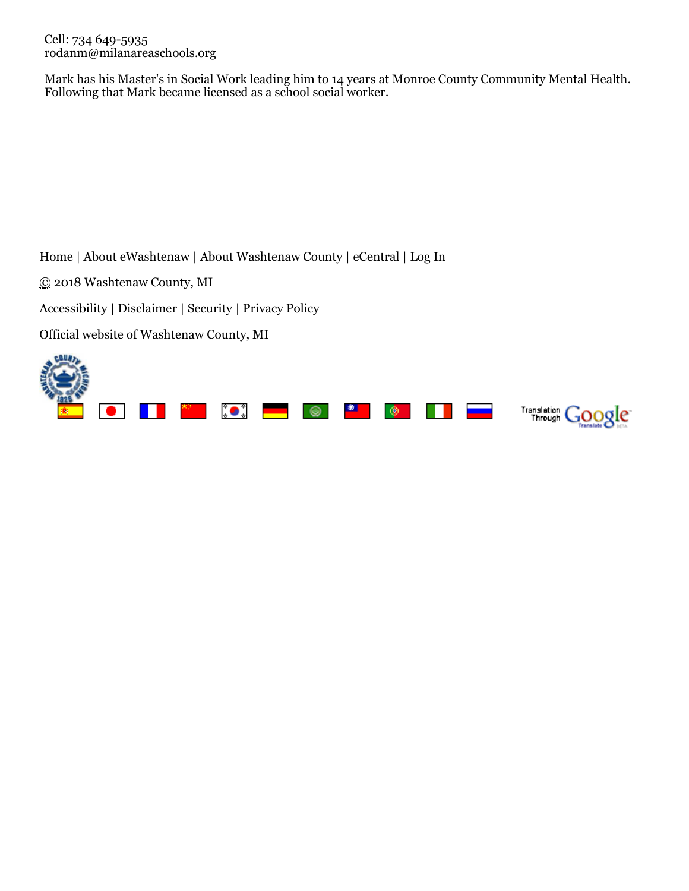Cell: 734 649-5935
rodanm@milanareaschools.org

Mark has his Master's in Social Work leading him to 14 years at Monroe County Community Mental Health. Following that Mark became licensed as a school social worker.

Home | About eWashtenaw | About Washtenaw County | eCentral | Log In

© 2018 Washtenaw County, MI

Accessibility | Disclaimer | Security | Privacy Policy

Official website of Washtenaw County, MI

Translation Through Google